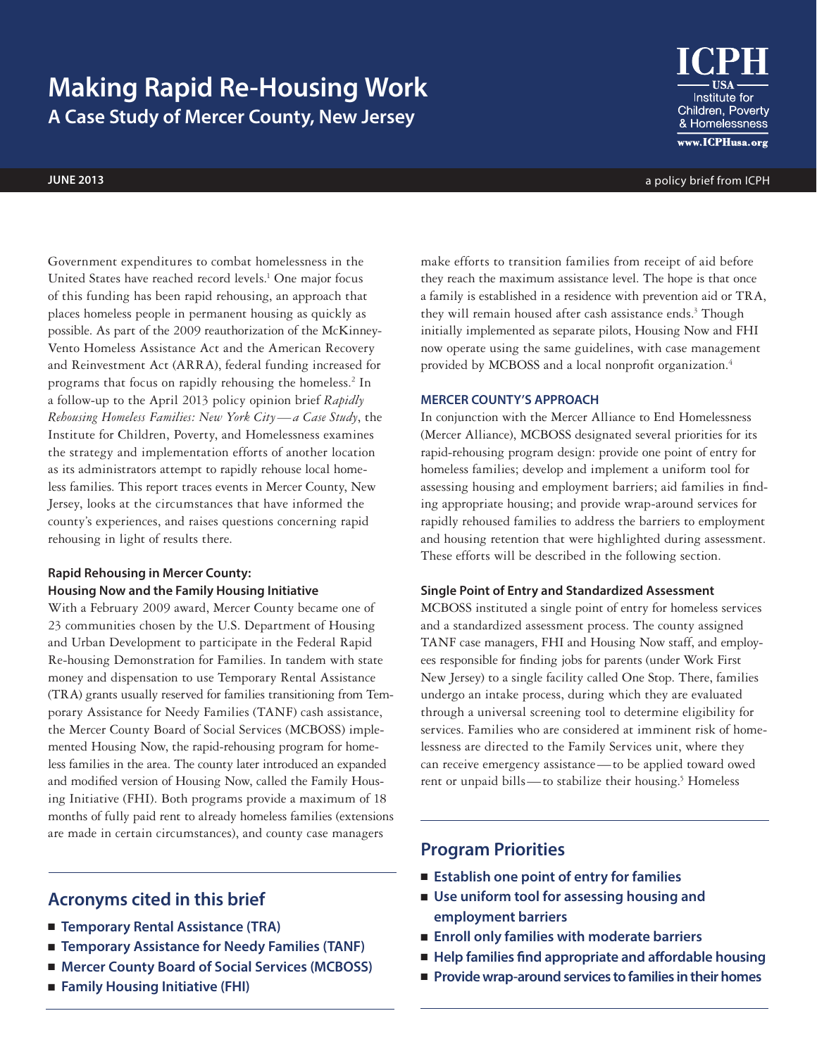# Making Rapid Re-Housing Work

## A Case Study of Mercer County, New Jersey

ICPH USA Institute for Children, Poverty & Homelessness
www.ICPHusa.org

**JUNE 2013** a policy brief from ICPH

Government expenditures to combat homelessness in the United States have reached record levels.[1] One major focus of this funding has been rapid rehousing, an approach that places homeless people in permanent housing as quickly as possible. As part of the 2009 reauthorization of the McKinney-Vento Homeless Assistance Act and the American Recovery and Reinvestment Act (ARRA), federal funding increased for programs that focus on rapidly rehousing the homeless.[2] In a follow-up to the April 2013 policy opinion brief *Rapidly Rehousing Homeless Families: New York City—a Case Study*, the Institute for Children, Poverty, and Homelessness examines the strategy and implementation efforts of another location as its administrators attempt to rapidly rehouse local homeless families. This report traces events in Mercer County, New Jersey, looks at the circumstances that have informed the county's experiences, and raises questions concerning rapid rehousing in light of results there.

### Rapid Rehousing in Mercer County: Housing Now and the Family Housing Initiative

With a February 2009 award, Mercer County became one of 23 communities chosen by the U.S. Department of Housing and Urban Development to participate in the Federal Rapid Re-housing Demonstration for Families. In tandem with state money and dispensation to use Temporary Rental Assistance (TRA) grants usually reserved for families transitioning from Temporary Assistance for Needy Families (TANF) cash assistance, the Mercer County Board of Social Services (MCBOSS) implemented Housing Now, the rapid-rehousing program for homeless families in the area. The county later introduced an expanded and modified version of Housing Now, called the Family Housing Initiative (FHI). Both programs provide a maximum of 18 months of fully paid rent to already homeless families (extensions are made in certain circumstances), and county case managers make efforts to transition families from receipt of aid before they reach the maximum assistance level. The hope is that once a family is established in a residence with prevention aid or TRA, they will remain housed after cash assistance ends.[3] Though initially implemented as separate pilots, Housing Now and FHI now operate using the same guidelines, with case management provided by MCBOSS and a local nonprofit organization.[4]

### MERCER COUNTY'S APPROACH

In conjunction with the Mercer Alliance to End Homelessness (Mercer Alliance), MCBOSS designated several priorities for its rapid-rehousing program design: provide one point of entry for homeless families; develop and implement a uniform tool for assessing housing and employment barriers; aid families in finding appropriate housing; and provide wrap-around services for rapidly rehoused families to address the barriers to employment and housing retention that were highlighted during assessment. These efforts will be described in the following section.

### Single Point of Entry and Standardized Assessment

MCBOSS instituted a single point of entry for homeless services and a standardized assessment process. The county assigned TANF case managers, FHI and Housing Now staff, and employees responsible for finding jobs for parents (under Work First New Jersey) to a single facility called One Stop. There, families undergo an intake process, during which they are evaluated through a universal screening tool to determine eligibility for services. Families who are considered at imminent risk of homelessness are directed to the Family Services unit, where they can receive emergency assistance—to be applied toward owed rent or unpaid bills—to stabilize their housing.[5] Homeless

## Acronyms cited in this brief

- Temporary Rental Assistance (TRA)
- Temporary Assistance for Needy Families (TANF)
- Mercer County Board of Social Services (MCBOSS)
- Family Housing Initiative (FHI)

## Program Priorities

- Establish one point of entry for families
- Use uniform tool for assessing housing and employment barriers
- Enroll only families with moderate barriers
- Help families find appropriate and affordable housing
- Provide wrap-around services to families in their homes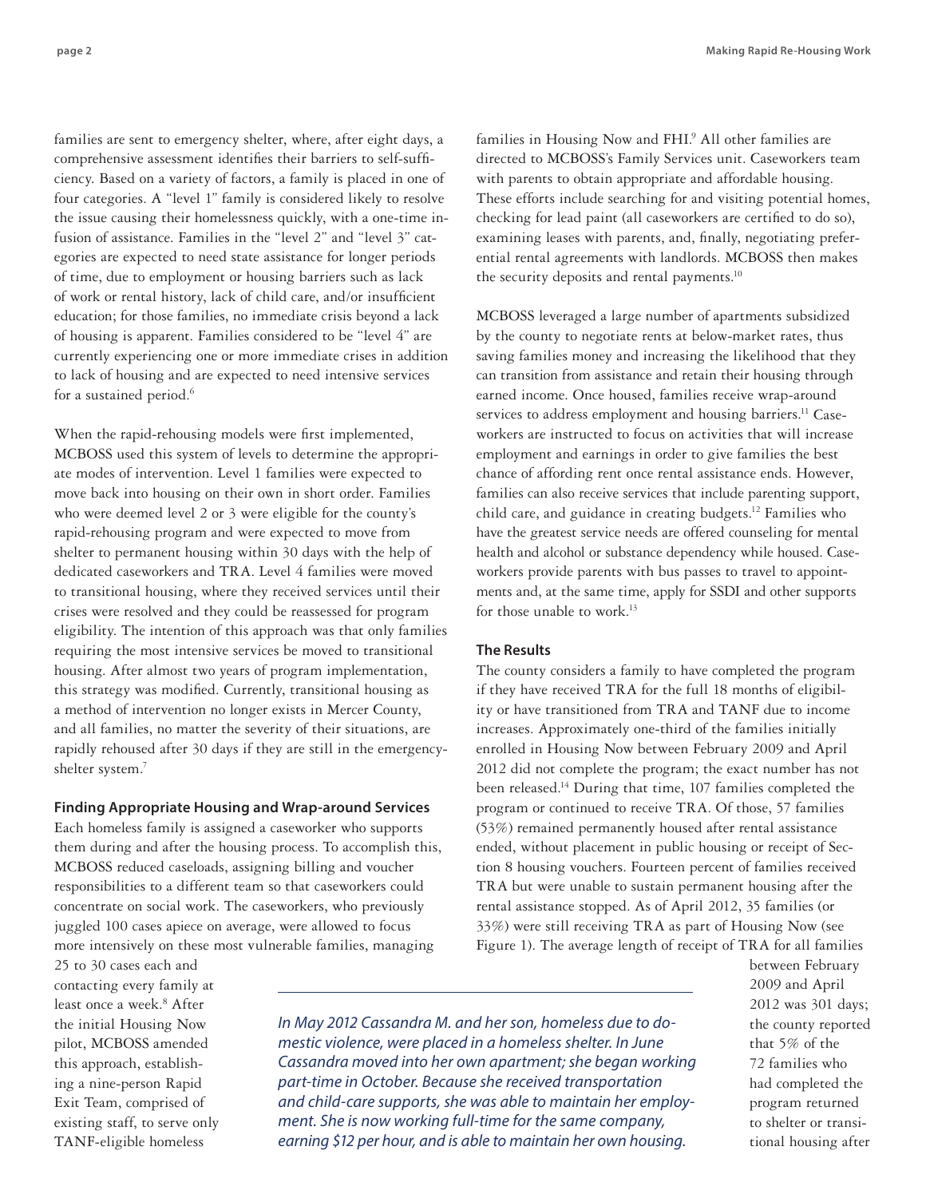families are sent to emergency shelter, where, after eight days, a comprehensive assessment identifies their barriers to self-sufficiency. Based on a variety of factors, a family is placed in one of four categories. A "level 1" family is considered likely to resolve the issue causing their homelessness quickly, with a one-time infusion of assistance. Families in the "level 2" and "level 3" categories are expected to need state assistance for longer periods of time, due to employment or housing barriers such as lack of work or rental history, lack of child care, and/or insufficient education; for those families, no immediate crisis beyond a lack of housing is apparent. Families considered to be "level 4" are currently experiencing one or more immediate crises in addition to lack of housing and are expected to need intensive services for a sustained period.[6]

When the rapid-rehousing models were first implemented, MCBOSS used this system of levels to determine the appropriate modes of intervention. Level 1 families were expected to move back into housing on their own in short order. Families who were deemed level 2 or 3 were eligible for the county's rapid-rehousing program and were expected to move from shelter to permanent housing within 30 days with the help of dedicated caseworkers and TRA. Level 4 families were moved to transitional housing, where they received services until their crises were resolved and they could be reassessed for program eligibility. The intention of this approach was that only families requiring the most intensive services be moved to transitional housing. After almost two years of program implementation, this strategy was modified. Currently, transitional housing as a method of intervention no longer exists in Mercer County, and all families, no matter the severity of their situations, are rapidly rehoused after 30 days if they are still in the emergency-shelter system.[7]

### Finding Appropriate Housing and Wrap-around Services

Each homeless family is assigned a caseworker who supports them during and after the housing process. To accomplish this, MCBOSS reduced caseloads, assigning billing and voucher responsibilities to a different team so that caseworkers could concentrate on social work. The caseworkers, who previously juggled 100 cases apiece on average, were allowed to focus more intensively on these most vulnerable families, managing 25 to 30 cases each and contacting every family at least once a week.[8] After the initial Housing Now pilot, MCBOSS amended this approach, establishing a nine-person Rapid Exit Team, comprised of existing staff, to serve only TANF-eligible homeless families in Housing Now and FHI.[9] All other families are directed to MCBOSS's Family Services unit. Caseworkers team with parents to obtain appropriate and affordable housing. These efforts include searching for and visiting potential homes, checking for lead paint (all caseworkers are certified to do so), examining leases with parents, and, finally, negotiating preferential rental agreements with landlords. MCBOSS then makes the security deposits and rental payments.[10]

MCBOSS leveraged a large number of apartments subsidized by the county to negotiate rents at below-market rates, thus saving families money and increasing the likelihood that they can transition from assistance and retain their housing through earned income. Once housed, families receive wrap-around services to address employment and housing barriers.[11] Caseworkers are instructed to focus on activities that will increase employment and earnings in order to give families the best chance of affording rent once rental assistance ends. However, families can also receive services that include parenting support, child care, and guidance in creating budgets.[12] Families who have the greatest service needs are offered counseling for mental health and alcohol or substance dependency while housed. Caseworkers provide parents with bus passes to travel to appointments and, at the same time, apply for SSDI and other supports for those unable to work.[13]

### The Results

The county considers a family to have completed the program if they have received TRA for the full 18 months of eligibility or have transitioned from TRA and TANF due to income increases. Approximately one-third of the families initially enrolled in Housing Now between February 2009 and April 2012 did not complete the program; the exact number has not been released.[14] During that time, 107 families completed the program or continued to receive TRA. Of those, 57 families (53%) remained permanently housed after rental assistance ended, without placement in public housing or receipt of Section 8 housing vouchers. Fourteen percent of families received TRA but were unable to sustain permanent housing after the rental assistance stopped. As of April 2012, 35 families (or 33%) were still receiving TRA as part of Housing Now (see Figure 1). The average length of receipt of TRA for all families between February 2009 and April 2012 was 301 days; the county reported that 5% of the 72 families who had completed the program returned to shelter or transitional housing after

*In May 2012 Cassandra M. and her son, homeless due to domestic violence, were placed in a homeless shelter. In June Cassandra moved into her own apartment; she began working part-time in October. Because she received transportation and child-care supports, she was able to maintain her employment. She is now working full-time for the same company, earning $12 per hour, and is able to maintain her own housing.*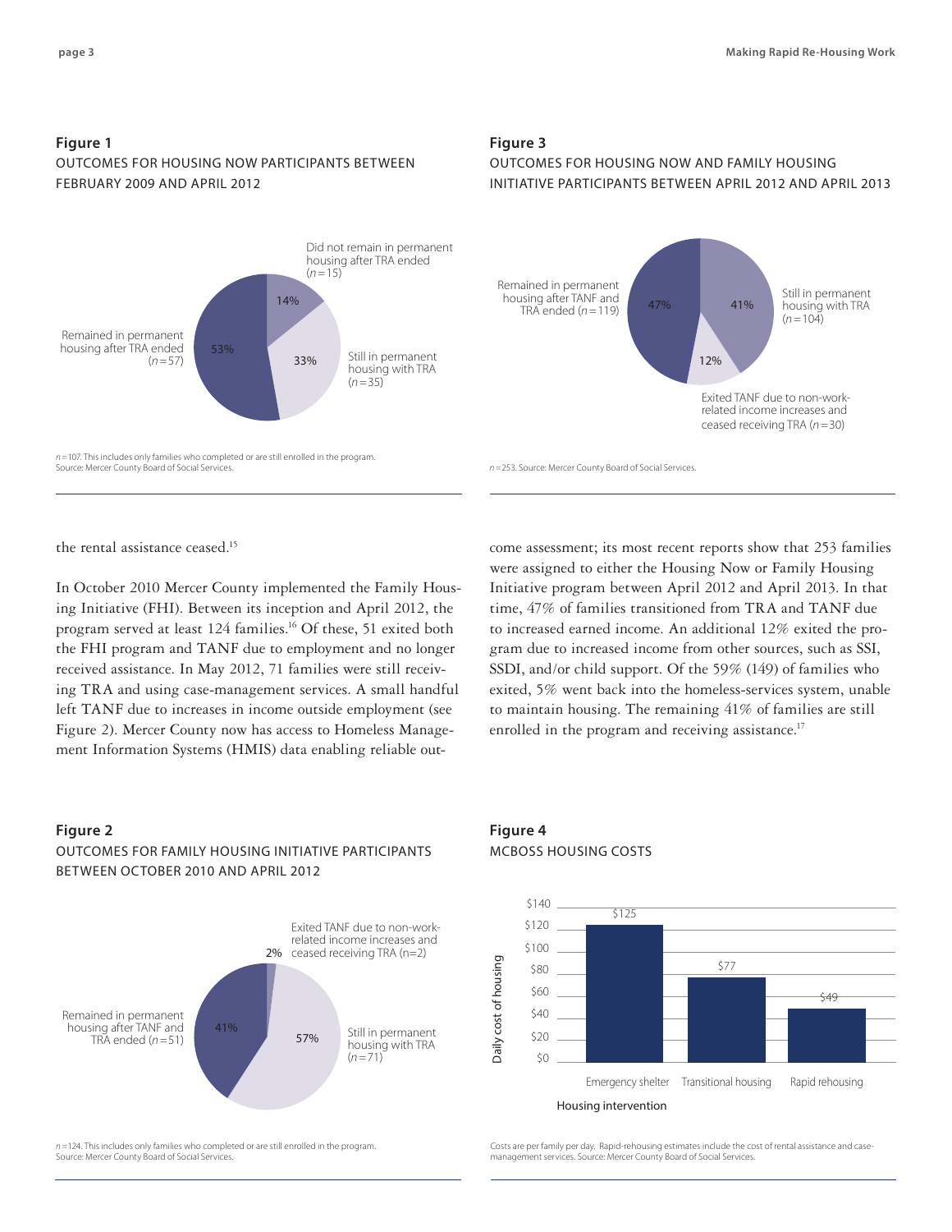**Figure 1**
OUTCOMES FOR HOUSING NOW PARTICIPANTS BETWEEN FEBRUARY 2009 AND APRIL 2012

| Outcome | Percent |
| --- | --- |
| Remained in permanent housing after TRA ended (*n*=57) | 53% |
| Still in permanent housing with TRA (*n*=35) | 33% |
| Did not remain in permanent housing after TRA ended (*n*=15) | 14% |

*n*=107. This includes only families who completed or are still enrolled in the program.
Source: Mercer County Board of Social Services.

**Figure 3**
OUTCOMES FOR HOUSING NOW AND FAMILY HOUSING INITIATIVE PARTICIPANTS BETWEEN APRIL 2012 AND APRIL 2013

| Outcome | Percent |
| --- | --- |
| Remained in permanent housing after TANF and TRA ended (*n*=119) | 47% |
| Still in permanent housing with TRA (*n*=104) | 41% |
| Exited TANF due to non-work-related income increases and ceased receiving TRA (*n*=30) | 12% |

*n*=253. Source: Mercer County Board of Social Services.

the rental assistance ceased.[15]

In October 2010 Mercer County implemented the Family Housing Initiative (FHI). Between its inception and April 2012, the program served at least 124 families.[16] Of these, 51 exited both the FHI program and TANF due to employment and no longer received assistance. In May 2012, 71 families were still receiving TRA and using case-management services. A small handful left TANF due to increases in income outside employment (see Figure 2). Mercer County now has access to Homeless Management Information Systems (HMIS) data enabling reliable outcome assessment; its most recent reports show that 253 families were assigned to either the Housing Now or Family Housing Initiative program between April 2012 and April 2013. In that time, 47% of families transitioned from TRA and TANF due to increased earned income. An additional 12% exited the program due to increased income from other sources, such as SSI, SSDI, and/or child support. Of the 59% (149) of families who exited, 5% went back into the homeless-services system, unable to maintain housing. The remaining 41% of families are still enrolled in the program and receiving assistance.[17]

**Figure 2**
OUTCOMES FOR FAMILY HOUSING INITIATIVE PARTICIPANTS BETWEEN OCTOBER 2010 AND APRIL 2012

| Outcome | Percent |
| --- | --- |
| Remained in permanent housing after TANF and TRA ended (*n*=51) | 41% |
| Still in permanent housing with TRA (*n*=71) | 57% |
| Exited TANF due to non-work-related income increases and ceased receiving TRA (n=2) | 2% |

*n*=124. This includes only families who completed or are still enrolled in the program.
Source: Mercer County Board of Social Services.

**Figure 4**
MCBOSS HOUSING COSTS

| Housing intervention | Daily cost of housing |
| --- | --- |
| Emergency shelter | $125 |
| Transitional housing | $77 |
| Rapid rehousing | $49 |

Costs are per family per day. Rapid-rehousing estimates include the cost of rental assistance and case-management services. Source: Mercer County Board of Social Services.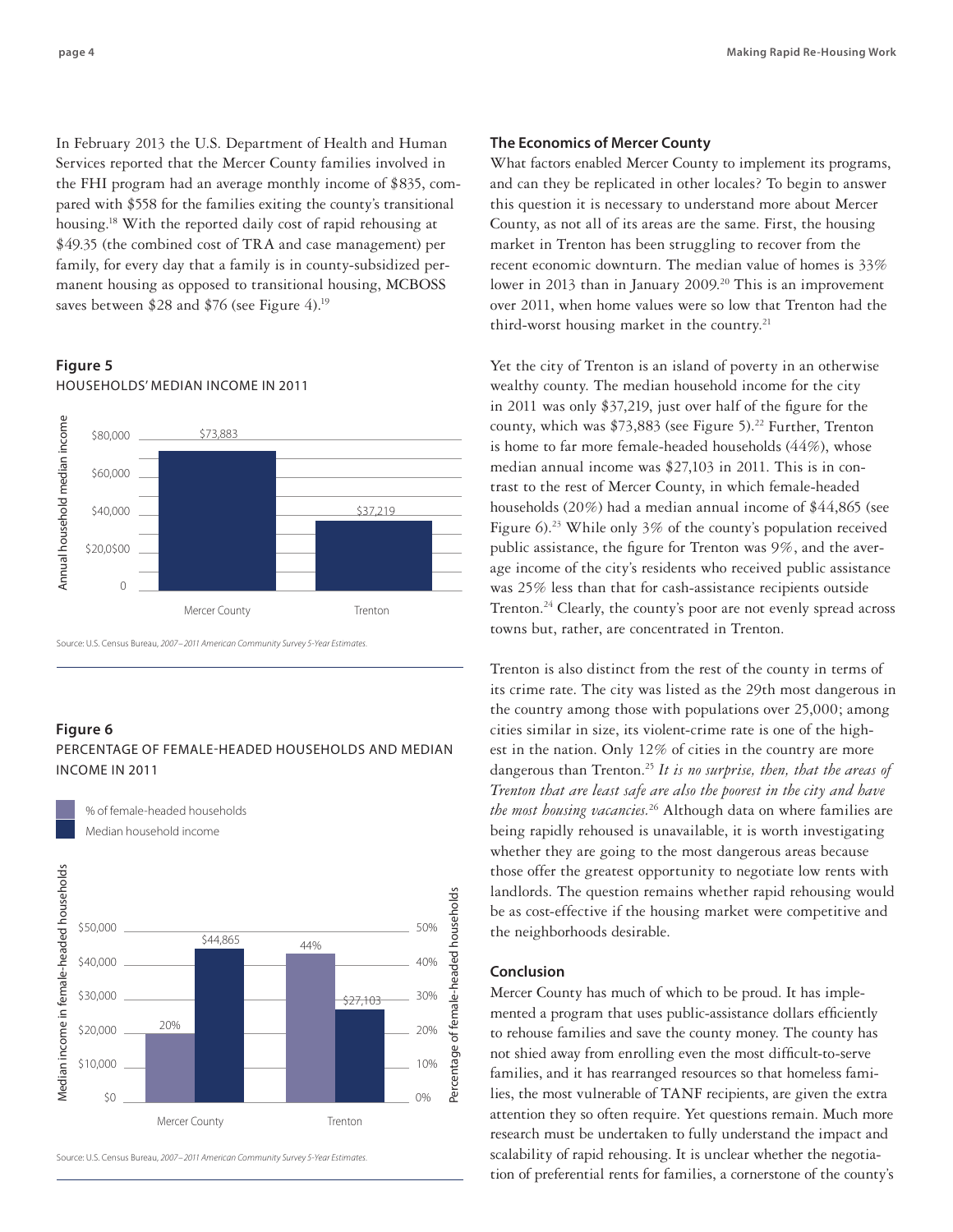In February 2013 the U.S. Department of Health and Human Services reported that the Mercer County families involved in the FHI program had an average monthly income of $835, compared with $558 for the families exiting the county's transitional housing.[18] With the reported daily cost of rapid rehousing at $49.35 (the combined cost of TRA and case management) per family, for every day that a family is in county-subsidized permanent housing as opposed to transitional housing, MCBOSS saves between $28 and $76 (see Figure 4).[19]

**Figure 5**

HOUSEHOLDS' MEDIAN INCOME IN 2011

| | Annual household median income |
|---|---|
| Mercer County | $73,883 |
| Trenton | $37,219 |

Source: U.S. Census Bureau, *2007–2011 American Community Survey 5-Year Estimates.*

**Figure 6**

PERCENTAGE OF FEMALE-HEADED HOUSEHOLDS AND MEDIAN INCOME IN 2011

| | % of female-headed households | Median household income |
|---|---|---|
| Mercer County | 20% | $44,865 |
| Trenton | 44% | $27,103 |

Source: U.S. Census Bureau, *2007–2011 American Community Survey 5-Year Estimates.*

## The Economics of Mercer County

What factors enabled Mercer County to implement its programs, and can they be replicated in other locales? To begin to answer this question it is necessary to understand more about Mercer County, as not all of its areas are the same. First, the housing market in Trenton has been struggling to recover from the recent economic downturn. The median value of homes is 33% lower in 2013 than in January 2009.[20] This is an improvement over 2011, when home values were so low that Trenton had the third-worst housing market in the country.[21]

Yet the city of Trenton is an island of poverty in an otherwise wealthy county. The median household income for the city in 2011 was only $37,219, just over half of the figure for the county, which was $73,883 (see Figure 5).[22] Further, Trenton is home to far more female-headed households (44%), whose median annual income was $27,103 in 2011. This is in contrast to the rest of Mercer County, in which female-headed households (20%) had a median annual income of $44,865 (see Figure 6).[23] While only 3% of the county's population received public assistance, the figure for Trenton was 9%, and the average income of the city's residents who received public assistance was 25% less than that for cash-assistance recipients outside Trenton.[24] Clearly, the county's poor are not evenly spread across towns but, rather, are concentrated in Trenton.

Trenton is also distinct from the rest of the county in terms of its crime rate. The city was listed as the 29th most dangerous in the country among those with populations over 25,000; among cities similar in size, its violent-crime rate is one of the highest in the nation. Only 12% of cities in the country are more dangerous than Trenton.[25] *It is no surprise, then, that the areas of Trenton that are least safe are also the poorest in the city and have the most housing vacancies.*[26] Although data on where families are being rapidly rehoused is unavailable, it is worth investigating whether they are going to the most dangerous areas because those offer the greatest opportunity to negotiate low rents with landlords. The question remains whether rapid rehousing would be as cost-effective if the housing market were competitive and the neighborhoods desirable.

## Conclusion

Mercer County has much of which to be proud. It has implemented a program that uses public-assistance dollars efficiently to rehouse families and save the county money. The county has not shied away from enrolling even the most difficult-to-serve families, and it has rearranged resources so that homeless families, the most vulnerable of TANF recipients, are given the extra attention they so often require. Yet questions remain. Much more research must be undertaken to fully understand the impact and scalability of rapid rehousing. It is unclear whether the negotiation of preferential rents for families, a cornerstone of the county's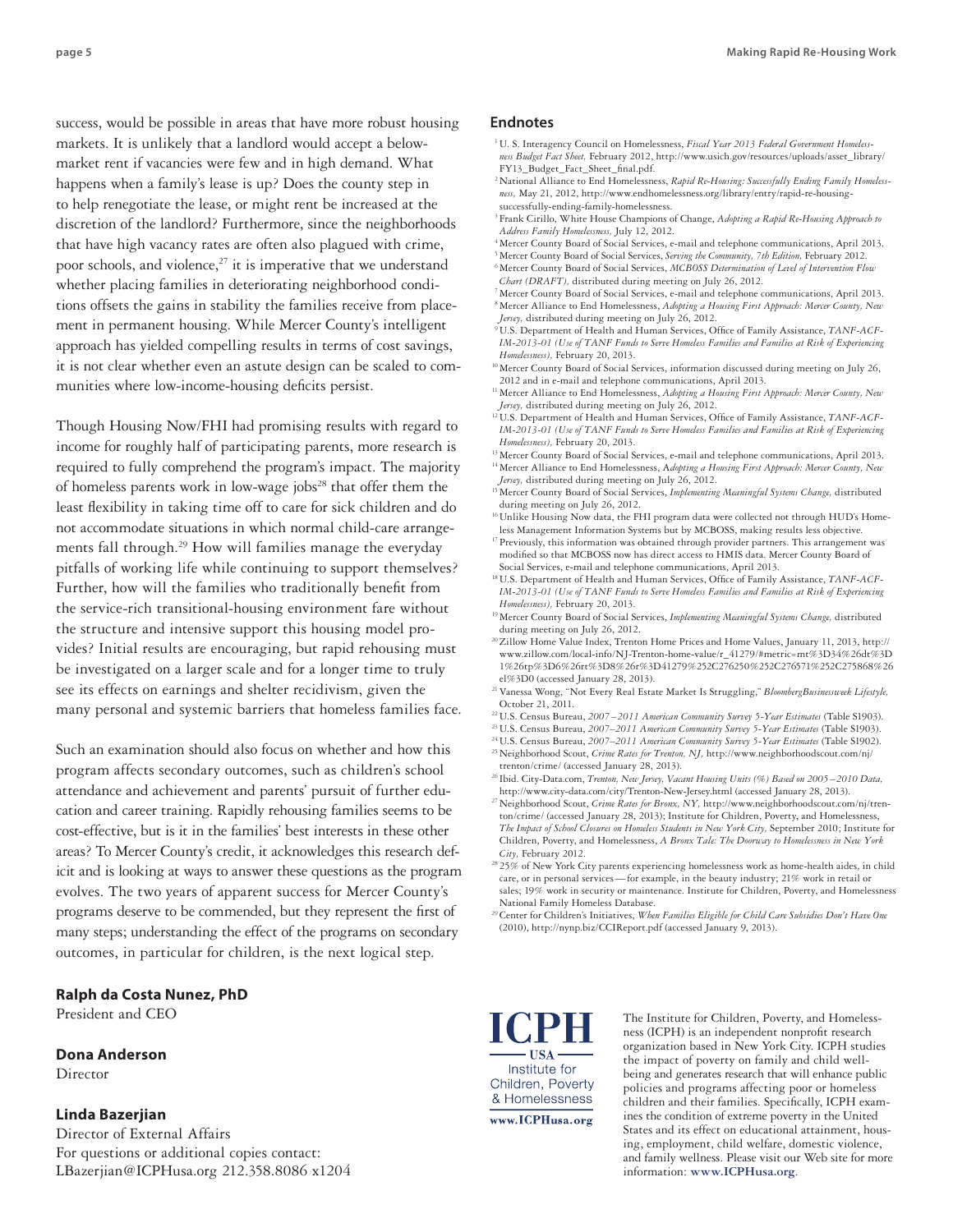success, would be possible in areas that have more robust housing markets. It is unlikely that a landlord would accept a below-market rent if vacancies were few and in high demand. What happens when a family's lease is up? Does the county step in to help renegotiate the lease, or might rent be increased at the discretion of the landlord? Furthermore, since the neighborhoods that have high vacancy rates are often also plagued with crime, poor schools, and violence,[27] it is imperative that we understand whether placing families in deteriorating neighborhood conditions offsets the gains in stability the families receive from placement in permanent housing. While Mercer County's intelligent approach has yielded compelling results in terms of cost savings, it is not clear whether even an astute design can be scaled to communities where low-income-housing deficits persist.

Though Housing Now/FHI had promising results with regard to income for roughly half of participating parents, more research is required to fully comprehend the program's impact. The majority of homeless parents work in low-wage jobs[28] that offer them the least flexibility in taking time off to care for sick children and do not accommodate situations in which normal child-care arrangements fall through.[29] How will families manage the everyday pitfalls of working life while continuing to support themselves? Further, how will the families who traditionally benefit from the service-rich transitional-housing environment fare without the structure and intensive support this housing model provides? Initial results are encouraging, but rapid rehousing must be investigated on a larger scale and for a longer time to truly see its effects on earnings and shelter recidivism, given the many personal and systemic barriers that homeless families face.

Such an examination should also focus on whether and how this program affects secondary outcomes, such as children's school attendance and achievement and parents' pursuit of further education and career training. Rapidly rehousing families seems to be cost-effective, but is it in the families' best interests in these other areas? To Mercer County's credit, it acknowledges this research deficit and is looking at ways to answer these questions as the program evolves. The two years of apparent success for Mercer County's programs deserve to be commended, but they represent the first of many steps; understanding the effect of the programs on secondary outcomes, in particular for children, is the next logical step.

**Ralph da Costa Nunez, PhD**
President and CEO

**Dona Anderson**
Director

**Linda Bazerjian**
Director of External Affairs
For questions or additional copies contact:
LBazerjian@ICPHusa.org 212.358.8086 x1204

## Endnotes

1. U. S. Interagency Council on Homelessness, *Fiscal Year 2013 Federal Government Homelessness Budget Fact Sheet,* February 2012, http://www.usich.gov/resources/uploads/asset_library/FY13_Budget_Fact_Sheet_final.pdf.
2. National Alliance to End Homelessness, *Rapid Re-Housing: Successfully Ending Family Homelessness,* May 21, 2012, http://www.endhomelessness.org/library/entry/rapid-re-housing-successfully-ending-family-homelessness.
3. Frank Cirillo, White House Champions of Change, *Adopting a Rapid Re-Housing Approach to Address Family Homelessness,* July 12, 2012.
4. Mercer County Board of Social Services, e-mail and telephone communications, April 2013.
5. Mercer County Board of Social Services, *Serving the Community, 7th Edition,* February 2012.
6. Mercer County Board of Social Services, *MCBOSS Determination of Level of Intervention Flow Chart (DRAFT),* distributed during meeting on July 26, 2012.
7. Mercer County Board of Social Services, e-mail and telephone communications, April 2013.
8. Mercer Alliance to End Homelessness, *Adopting a Housing First Approach: Mercer County, New Jersey,* distributed during meeting on July 26, 2012.
9. U.S. Department of Health and Human Services, Office of Family Assistance, *TANF-ACF-IM-2013-01 (Use of TANF Funds to Serve Homeless Families and Families at Risk of Experiencing Homelessness),* February 20, 2013.
10. Mercer County Board of Social Services, information discussed during meeting on July 26, 2012 and in e-mail and telephone communications, April 2013.
11. Mercer Alliance to End Homelessness, *Adopting a Housing First Approach: Mercer County, New Jersey,* distributed during meeting on July 26, 2012.
12. U.S. Department of Health and Human Services, Office of Family Assistance, *TANF-ACF-IM-2013-01 (Use of TANF Funds to Serve Homeless Families and Families at Risk of Experiencing Homelessness),* February 20, 2013.
13. Mercer County Board of Social Services, e-mail and telephone communications, April 2013.
14. Mercer Alliance to End Homelessness, *Adopting a Housing First Approach: Mercer County, New Jersey,* distributed during meeting on July 26, 2012.
15. Mercer County Board of Social Services, *Implementing Meaningful Systems Change,* distributed during meeting on July 26, 2012.
16. Unlike Housing Now data, the FHI program data were collected not through HUD's Homeless Management Information Systems but by MCBOSS, making results less objective.
17. Previously, this information was obtained through provider partners. This arrangement was modified so that MCBOSS now has direct access to HMIS data. Mercer County Board of Social Services, e-mail and telephone communications, April 2013.
18. U.S. Department of Health and Human Services, Office of Family Assistance, *TANF-ACF-IM-2013-01 (Use of TANF Funds to Serve Homeless Families and Families at Risk of Experiencing Homelessness),* February 20, 2013.
19. Mercer County Board of Social Services, *Implementing Meaningful Systems Change,* distributed during meeting on July 26, 2012.
20. Zillow Home Value Index, Trenton Home Prices and Home Values, January 11, 2013, http://www.zillow.com/local-info/NJ-Trenton-home-value/r_41279/#metric=mt%3D34%26dt%3D1%26tp%3D6%26rt%3D8%26r%3D41279%252C276250%252C276571%252C275868%26el%3D0 (accessed January 28, 2013).
21. Vanessa Wong, "Not Every Real Estate Market Is Struggling," *BloombergBusinessweek Lifestyle,* October 21, 2011.
22. U.S. Census Bureau, *2007–2011 American Community Survey 5-Year Estimates* (Table S1903).
23. U.S. Census Bureau, *2007–2011 American Community Survey 5-Year Estimates* (Table S1903).
24. U.S. Census Bureau, *2007–2011 American Community Survey 5-Year Estimates* (Table S1902).
25. Neighborhood Scout, *Crime Rates for Trenton, NJ,* http://www.neighborhoodscout.com/nj/trenton/crime/ (accessed January 28, 2013).
26. Ibid. City-Data.com, *Trenton, New Jersey, Vacant Housing Units (%) Based on 2005–2010 Data,* http://www.city-data.com/city/Trenton-New-Jersey.html (accessed January 28, 2013).
27. Neighborhood Scout, *Crime Rates for Bronx, NY,* http://www.neighborhoodscout.com/nj/trenton/crime/ (accessed January 28, 2013); Institute for Children, Poverty, and Homelessness, *The Impact of School Closures on Homeless Students in New York City,* September 2010; Institute for Children, Poverty, and Homelessness, *A Bronx Tale: The Doorway to Homelessness in New York City,* February 2012.
28. 25% of New York City parents experiencing homelessness work as home-health aides, in child care, or in personal services—for example, in the beauty industry; 21% work in retail or sales; 19% work in security or maintenance. Institute for Children, Poverty, and Homelessness National Family Homeless Database.
29. Center for Children's Initiatives, *When Families Eligible for Child Care Subsidies Don't Have One* (2010), http://nynp.biz/CCIReport.pdf (accessed January 9, 2013).

ICPH USA
Institute for Children, Poverty & Homelessness
www.ICPHusa.org

The Institute for Children, Poverty, and Homelessness (ICPH) is an independent nonprofit research organization based in New York City. ICPH studies the impact of poverty on family and child well-being and generates research that will enhance public policies and programs affecting poor or homeless children and their families. Specifically, ICPH examines the condition of extreme poverty in the United States and its effect on educational attainment, housing, employment, child welfare, domestic violence, and family wellness. Please visit our Web site for more information: **www.ICPHusa.org**.